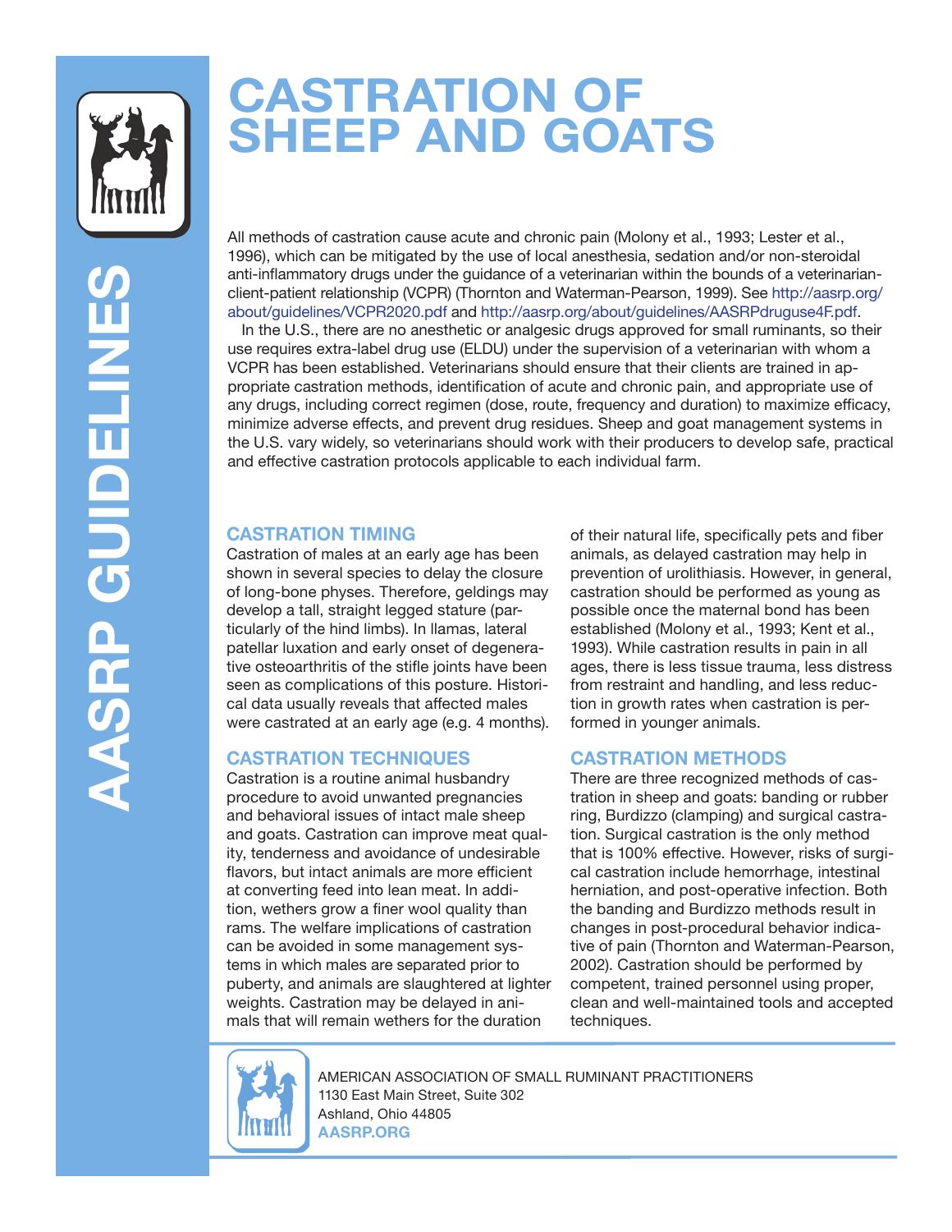# CASTRATION OF SHEEP AND GOATS

AASRP GUIDELINES

All methods of castration cause acute and chronic pain (Molony et al., 1993; Lester et al., 1996), which can be mitigated by the use of local anesthesia, sedation and/or non-steroidal anti-inflammatory drugs under the guidance of a veterinarian within the bounds of a veterinarian-client-patient relationship (VCPR) (Thornton and Waterman-Pearson, 1999). See http://aasrp.org/about/guidelines/VCPR2020.pdf and http://aasrp.org/about/guidelines/AASRPdruguse4F.pdf.

In the U.S., there are no anesthetic or analgesic drugs approved for small ruminants, so their use requires extra-label drug use (ELDU) under the supervision of a veterinarian with whom a VCPR has been established. Veterinarians should ensure that their clients are trained in appropriate castration methods, identification of acute and chronic pain, and appropriate use of any drugs, including correct regimen (dose, route, frequency and duration) to maximize efficacy, minimize adverse effects, and prevent drug residues. Sheep and goat management systems in the U.S. vary widely, so veterinarians should work with their producers to develop safe, practical and effective castration protocols applicable to each individual farm.

## CASTRATION TIMING

Castration of males at an early age has been shown in several species to delay the closure of long-bone physes. Therefore, geldings may develop a tall, straight legged stature (particularly of the hind limbs). In llamas, lateral patellar luxation and early onset of degenerative osteoarthritis of the stifle joints have been seen as complications of this posture. Historical data usually reveals that affected males were castrated at an early age (e.g. 4 months).

## CASTRATION TECHNIQUES

Castration is a routine animal husbandry procedure to avoid unwanted pregnancies and behavioral issues of intact male sheep and goats. Castration can improve meat quality, tenderness and avoidance of undesirable flavors, but intact animals are more efficient at converting feed into lean meat. In addition, wethers grow a finer wool quality than rams. The welfare implications of castration can be avoided in some management systems in which males are separated prior to puberty, and animals are slaughtered at lighter weights. Castration may be delayed in animals that will remain wethers for the duration of their natural life, specifically pets and fiber animals, as delayed castration may help in prevention of urolithiasis. However, in general, castration should be performed as young as possible once the maternal bond has been established (Molony et al., 1993; Kent et al., 1993). While castration results in pain in all ages, there is less tissue trauma, less distress from restraint and handling, and less reduction in growth rates when castration is performed in younger animals.

## CASTRATION METHODS

There are three recognized methods of castration in sheep and goats: banding or rubber ring, Burdizzo (clamping) and surgical castration. Surgical castration is the only method that is 100% effective. However, risks of surgical castration include hemorrhage, intestinal herniation, and post-operative infection. Both the banding and Burdizzo methods result in changes in post-procedural behavior indicative of pain (Thornton and Waterman-Pearson, 2002). Castration should be performed by competent, trained personnel using proper, clean and well-maintained tools and accepted techniques.

AMERICAN ASSOCIATION OF SMALL RUMINANT PRACTITIONERS
1130 East Main Street, Suite 302
Ashland, Ohio 44805
**AASRP.ORG**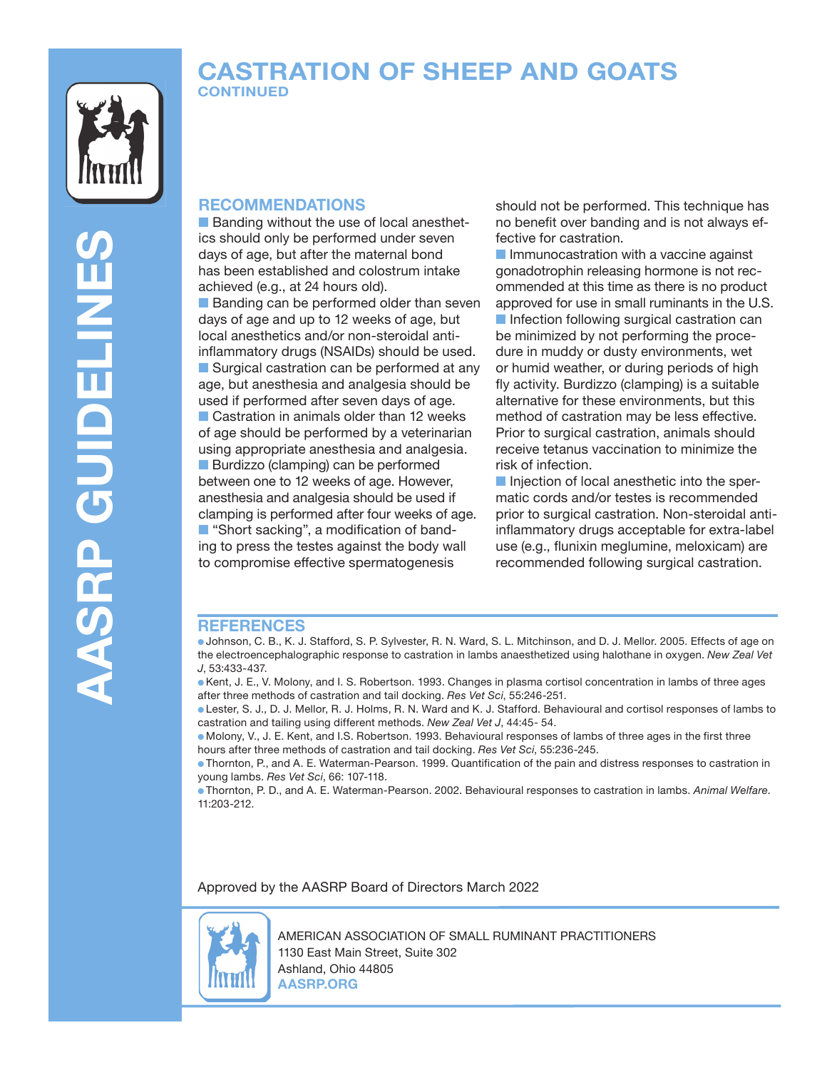# CASTRATION OF SHEEP AND GOATS

CONTINUED

## RECOMMENDATIONS

- Banding without the use of local anesthetics should only be performed under seven days of age, but after the maternal bond has been established and colostrum intake achieved (e.g., at 24 hours old).
- Banding can be performed older than seven days of age and up to 12 weeks of age, but local anesthetics and/or non-steroidal anti-inflammatory drugs (NSAIDs) should be used.
- Surgical castration can be performed at any age, but anesthesia and analgesia should be used if performed after seven days of age.
- Castration in animals older than 12 weeks of age should be performed by a veterinarian using appropriate anesthesia and analgesia.
- Burdizzo (clamping) can be performed between one to 12 weeks of age. However, anesthesia and analgesia should be used if clamping is performed after four weeks of age.
- "Short sacking", a modification of banding to press the testes against the body wall to compromise effective spermatogenesis should not be performed. This technique has no benefit over banding and is not always effective for castration.
- Immunocastration with a vaccine against gonadotrophin releasing hormone is not recommended at this time as there is no product approved for use in small ruminants in the U.S.
- Infection following surgical castration can be minimized by not performing the procedure in muddy or dusty environments, wet or humid weather, or during periods of high fly activity. Burdizzo (clamping) is a suitable alternative for these environments, but this method of castration may be less effective. Prior to surgical castration, animals should receive tetanus vaccination to minimize the risk of infection.
- Injection of local anesthetic into the spermatic cords and/or testes is recommended prior to surgical castration. Non-steroidal anti-inflammatory drugs acceptable for extra-label use (e.g., flunixin meglumine, meloxicam) are recommended following surgical castration.

## REFERENCES

- Johnson, C. B., K. J. Stafford, S. P. Sylvester, R. N. Ward, S. L. Mitchinson, and D. J. Mellor. 2005. Effects of age on the electroencephalographic response to castration in lambs anaesthetized using halothane in oxygen. *New Zeal Vet J*, 53:433-437.
- Kent, J. E., V. Molony, and I. S. Robertson. 1993. Changes in plasma cortisol concentration in lambs of three ages after three methods of castration and tail docking. *Res Vet Sci*, 55:246-251.
- Lester, S. J., D. J. Mellor, R. J. Holms, R. N. Ward and K. J. Stafford. Behavioural and cortisol responses of lambs to castration and tailing using different methods. *New Zeal Vet J*, 44:45- 54.
- Molony, V., J. E. Kent, and I.S. Robertson. 1993. Behavioural responses of lambs of three ages in the first three hours after three methods of castration and tail docking. *Res Vet Sci*, 55:236-245.
- Thornton, P., and A. E. Waterman-Pearson. 1999. Quantification of the pain and distress responses to castration in young lambs. *Res Vet Sci*, 66: 107-118.
- Thornton, P. D., and A. E. Waterman-Pearson. 2002. Behavioural responses to castration in lambs. *Animal Welfare*. 11:203-212.

Approved by the AASRP Board of Directors March 2022

AMERICAN ASSOCIATION OF SMALL RUMINANT PRACTITIONERS
1130 East Main Street, Suite 302
Ashland, Ohio 44805
AASRP.ORG